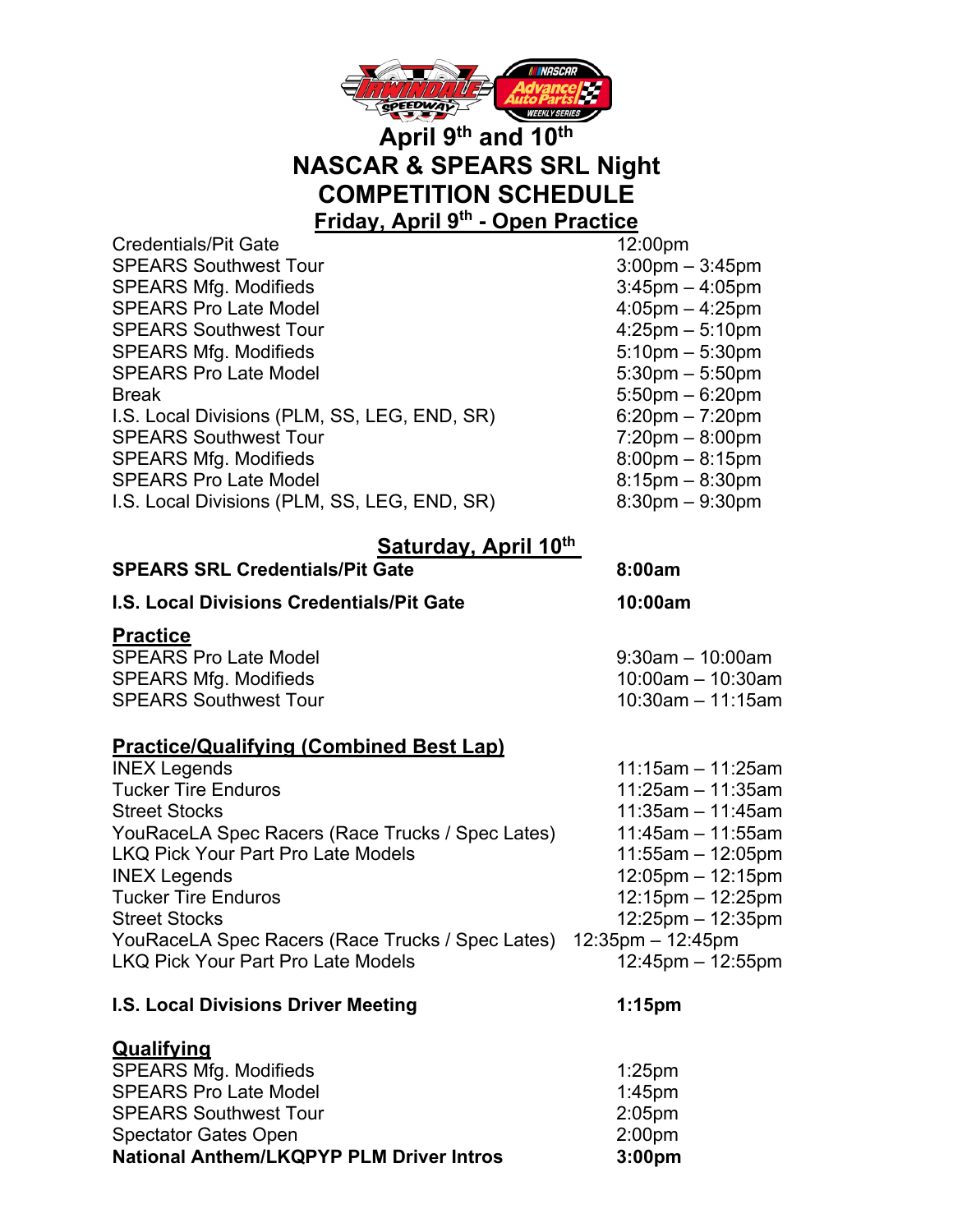# April 9th and 10th

# NASCAR & SPEARS SRL Night

# COMPETITION SCHEDULE

## Friday, April 9th - Open Practice

| | |
|---|---|
| Credentials/Pit Gate | 12:00pm |
| SPEARS Southwest Tour | 3:00pm – 3:45pm |
| SPEARS Mfg. Modifieds | 3:45pm – 4:05pm |
| SPEARS Pro Late Model | 4:05pm – 4:25pm |
| SPEARS Southwest Tour | 4:25pm – 5:10pm |
| SPEARS Mfg. Modifieds | 5:10pm – 5:30pm |
| SPEARS Pro Late Model | 5:30pm – 5:50pm |
| Break | 5:50pm – 6:20pm |
| I.S. Local Divisions (PLM, SS, LEG, END, SR) | 6:20pm – 7:20pm |
| SPEARS Southwest Tour | 7:20pm – 8:00pm |
| SPEARS Mfg. Modifieds | 8:00pm – 8:15pm |
| SPEARS Pro Late Model | 8:15pm – 8:30pm |
| I.S. Local Divisions (PLM, SS, LEG, END, SR) | 8:30pm – 9:30pm |

## Saturday, April 10th

**SPEARS SRL Credentials/Pit Gate** — **8:00am**

**I.S. Local Divisions Credentials/Pit Gate** — **10:00am**

### Practice

| | |
|---|---|
| SPEARS Pro Late Model | 9:30am – 10:00am |
| SPEARS Mfg. Modifieds | 10:00am – 10:30am |
| SPEARS Southwest Tour | 10:30am – 11:15am |

### Practice/Qualifying (Combined Best Lap)

| | |
|---|---|
| INEX Legends | 11:15am – 11:25am |
| Tucker Tire Enduros | 11:25am – 11:35am |
| Street Stocks | 11:35am – 11:45am |
| YouRaceLA Spec Racers (Race Trucks / Spec Lates) | 11:45am – 11:55am |
| LKQ Pick Your Part Pro Late Models | 11:55am – 12:05pm |
| INEX Legends | 12:05pm – 12:15pm |
| Tucker Tire Enduros | 12:15pm – 12:25pm |
| Street Stocks | 12:25pm – 12:35pm |
| YouRaceLA Spec Racers (Race Trucks / Spec Lates) | 12:35pm – 12:45pm |
| LKQ Pick Your Part Pro Late Models | 12:45pm – 12:55pm |

**I.S. Local Divisions Driver Meeting** — **1:15pm**

### Qualifying

| | |
|---|---|
| SPEARS Mfg. Modifieds | 1:25pm |
| SPEARS Pro Late Model | 1:45pm |
| SPEARS Southwest Tour | 2:05pm |
| Spectator Gates Open | 2:00pm |
| **National Anthem/LKQPYP PLM Driver Intros** | **3:00pm** |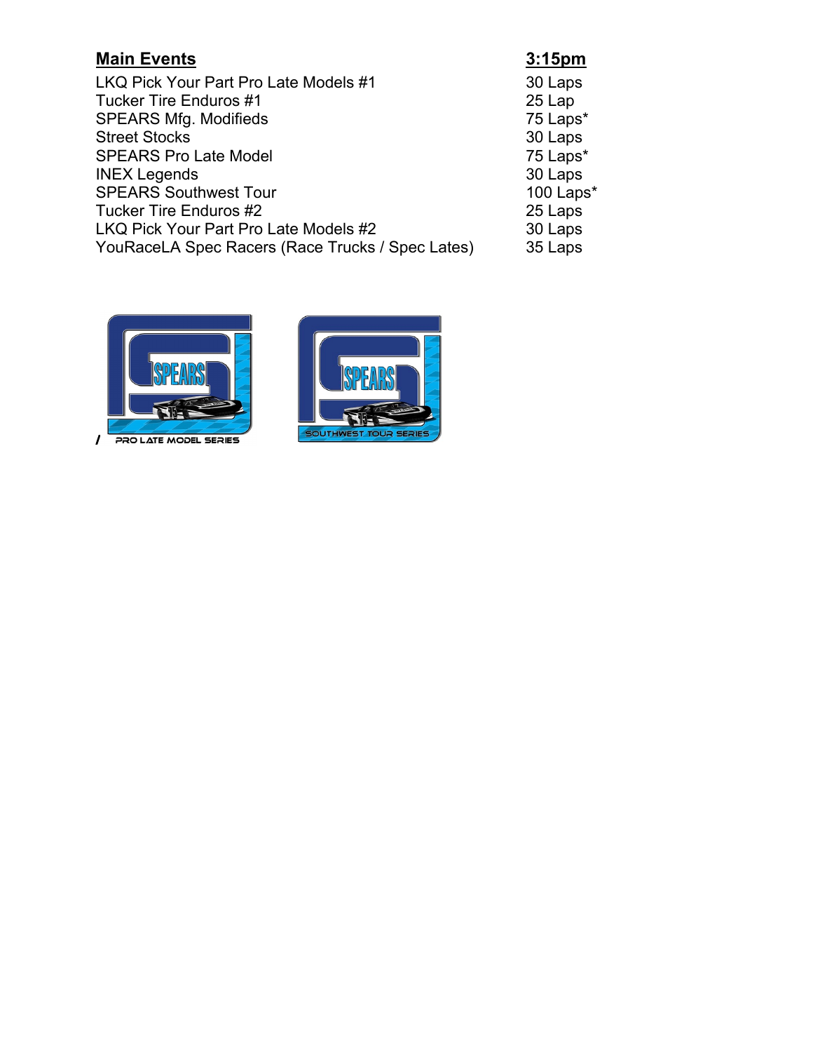| **Main Events** | **3:15pm** |
|---|---|
| LKQ Pick Your Part Pro Late Models #1 | 30 Laps |
| Tucker Tire Enduros #1 | 25 Lap |
| SPEARS Mfg. Modifieds | 75 Laps* |
| Street Stocks | 30 Laps |
| SPEARS Pro Late Model | 75 Laps* |
| INEX Legends | 30 Laps |
| SPEARS Southwest Tour | 100 Laps* |
| Tucker Tire Enduros #2 | 25 Laps |
| LKQ Pick Your Part Pro Late Models #2 | 30 Laps |
| YouRaceLA Spec Racers (Race Trucks / Spec Lates) | 35 Laps |